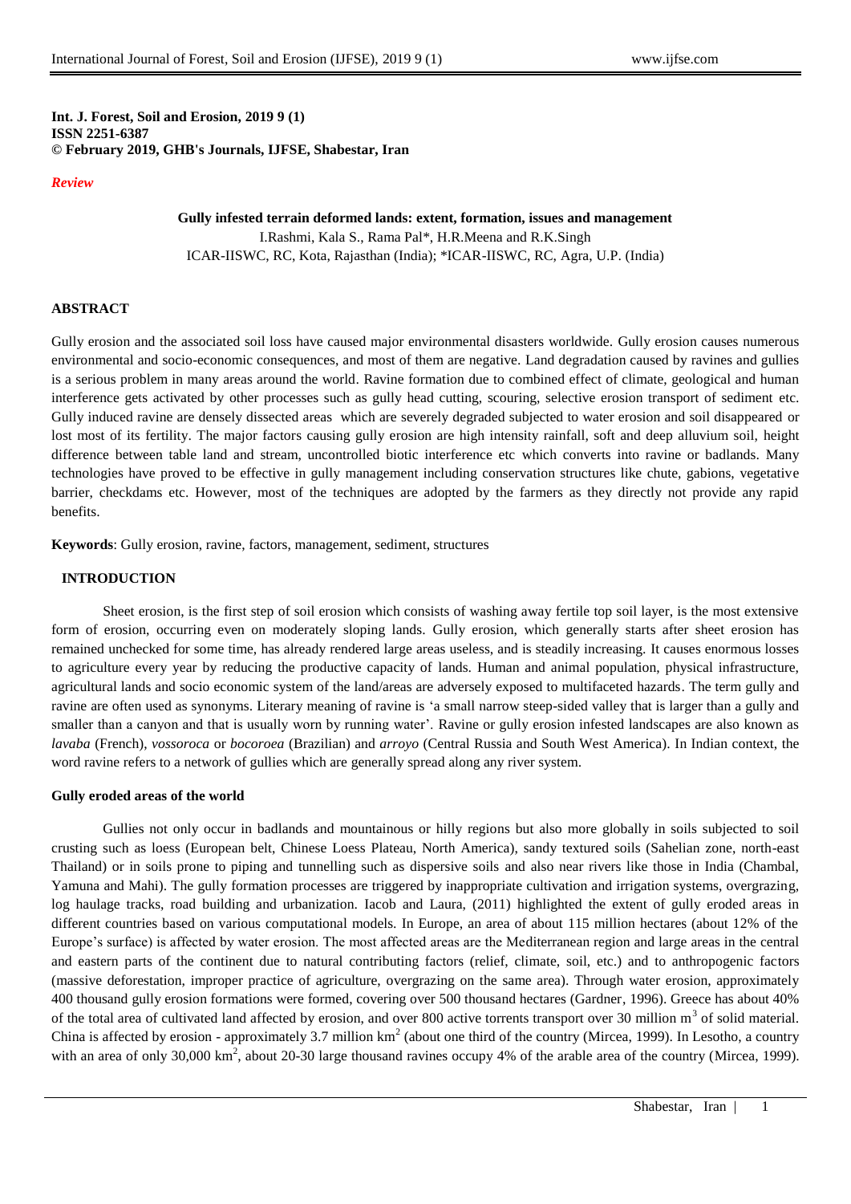**Int. J. Forest, Soil and Erosion, 2019 9 (1)**
**ISSN 2251-6387**
**© February 2019, GHB's Journals, IJFSE, Shabestar, Iran**

*Review*

# Gully infested terrain deformed lands: extent, formation, issues and management

I.Rashmi, Kala S., Rama Pal*, H.R.Meena and R.K.Singh

ICAR-IISWC, RC, Kota, Rajasthan (India); *ICAR-IISWC, RC, Agra, U.P. (India)

## ABSTRACT

Gully erosion and the associated soil loss have caused major environmental disasters worldwide. Gully erosion causes numerous environmental and socio-economic consequences, and most of them are negative. Land degradation caused by ravines and gullies is a serious problem in many areas around the world. Ravine formation due to combined effect of climate, geological and human interference gets activated by other processes such as gully head cutting, scouring, selective erosion transport of sediment etc. Gully induced ravine are densely dissected areas which are severely degraded subjected to water erosion and soil disappeared or lost most of its fertility. The major factors causing gully erosion are high intensity rainfall, soft and deep alluvium soil, height difference between table land and stream, uncontrolled biotic interference etc which converts into ravine or badlands. Many technologies have proved to be effective in gully management including conservation structures like chute, gabions, vegetative barrier, checkdams etc. However, most of the techniques are adopted by the farmers as they directly not provide any rapid benefits.

**Keywords**: Gully erosion, ravine, factors, management, sediment, structures

## INTRODUCTION

Sheet erosion, is the first step of soil erosion which consists of washing away fertile top soil layer, is the most extensive form of erosion, occurring even on moderately sloping lands. Gully erosion, which generally starts after sheet erosion has remained unchecked for some time, has already rendered large areas useless, and is steadily increasing. It causes enormous losses to agriculture every year by reducing the productive capacity of lands. Human and animal population, physical infrastructure, agricultural lands and socio economic system of the land/areas are adversely exposed to multifaceted hazards. The term gully and ravine are often used as synonyms. Literary meaning of ravine is 'a small narrow steep-sided valley that is larger than a gully and smaller than a canyon and that is usually worn by running water'. Ravine or gully erosion infested landscapes are also known as *lavaba* (French), *vossoroca* or *bocoroea* (Brazilian) and *arroyo* (Central Russia and South West America). In Indian context, the word ravine refers to a network of gullies which are generally spread along any river system.

### Gully eroded areas of the world

Gullies not only occur in badlands and mountainous or hilly regions but also more globally in soils subjected to soil crusting such as loess (European belt, Chinese Loess Plateau, North America), sandy textured soils (Sahelian zone, north-east Thailand) or in soils prone to piping and tunnelling such as dispersive soils and also near rivers like those in India (Chambal, Yamuna and Mahi). The gully formation processes are triggered by inappropriate cultivation and irrigation systems, overgrazing, log haulage tracks, road building and urbanization. Iacob and Laura, (2011) highlighted the extent of gully eroded areas in different countries based on various computational models. In Europe, an area of about 115 million hectares (about 12% of the Europe's surface) is affected by water erosion. The most affected areas are the Mediterranean region and large areas in the central and eastern parts of the continent due to natural contributing factors (relief, climate, soil, etc.) and to anthropogenic factors (massive deforestation, improper practice of agriculture, overgrazing on the same area). Through water erosion, approximately 400 thousand gully erosion formations were formed, covering over 500 thousand hectares (Gardner, 1996). Greece has about 40% of the total area of cultivated land affected by erosion, and over 800 active torrents transport over 30 million m$^3$ of solid material. China is affected by erosion - approximately 3.7 million km$^2$ (about one third of the country (Mircea, 1999). In Lesotho, a country with an area of only 30,000 km$^2$, about 20-30 large thousand ravines occupy 4% of the arable area of the country (Mircea, 1999).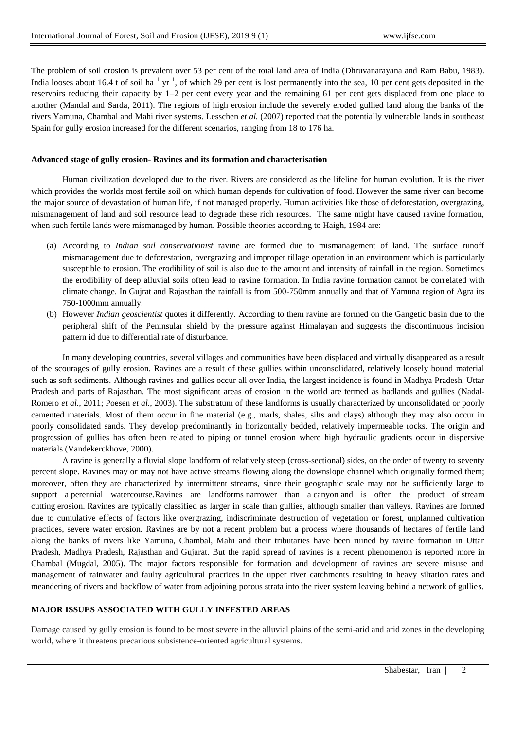The problem of soil erosion is prevalent over 53 per cent of the total land area of India (Dhruvanarayana and Ram Babu, 1983). India looses about 16.4 t of soil $ha^{-1}$ $yr^{-1}$, of which 29 per cent is lost permanently into the sea, 10 per cent gets deposited in the reservoirs reducing their capacity by 1–2 per cent every year and the remaining 61 per cent gets displaced from one place to another (Mandal and Sarda, 2011). The regions of high erosion include the severely eroded gullied land along the banks of the rivers Yamuna, Chambal and Mahi river systems. Lesschen *et al.* (2007) reported that the potentially vulnerable lands in southeast Spain for gully erosion increased for the different scenarios, ranging from 18 to 176 ha.

### Advanced stage of gully erosion- Ravines and its formation and characterisation

Human civilization developed due to the river. Rivers are considered as the lifeline for human evolution. It is the river which provides the worlds most fertile soil on which human depends for cultivation of food. However the same river can become the major source of devastation of human life, if not managed properly. Human activities like those of deforestation, overgrazing, mismanagement of land and soil resource lead to degrade these rich resources. The same might have caused ravine formation, when such fertile lands were mismanaged by human. Possible theories according to Haigh, 1984 are:

(a) According to *Indian soil conservationist* ravine are formed due to mismanagement of land. The surface runoff mismanagement due to deforestation, overgrazing and improper tillage operation in an environment which is particularly susceptible to erosion. The erodibility of soil is also due to the amount and intensity of rainfall in the region. Sometimes the erodibility of deep alluvial soils often lead to ravine formation. In India ravine formation cannot be correlated with climate change. In Gujrat and Rajasthan the rainfall is from 500-750mm annually and that of Yamuna region of Agra its 750-1000mm annually.

(b) However *Indian geoscientist* quotes it differently. According to them ravine are formed on the Gangetic basin due to the peripheral shift of the Peninsular shield by the pressure against Himalayan and suggests the discontinuous incision pattern id due to differential rate of disturbance.

In many developing countries, several villages and communities have been displaced and virtually disappeared as a result of the scourages of gully erosion. Ravines are a result of these gullies within unconsolidated, relatively loosely bound material such as soft sediments. Although ravines and gullies occur all over India, the largest incidence is found in Madhya Pradesh, Uttar Pradesh and parts of Rajasthan. The most significant areas of erosion in the world are termed as badlands and gullies (Nadal-Romero *et al.,* 2011; Poesen *et al.,* 2003). The substratum of these landforms is usually characterized by unconsolidated or poorly cemented materials. Most of them occur in fine material (e.g., marls, shales, silts and clays) although they may also occur in poorly consolidated sands. They develop predominantly in horizontally bedded, relatively impermeable rocks. The origin and progression of gullies has often been related to piping or tunnel erosion where high hydraulic gradients occur in dispersive materials (Vandekerckhove, 2000).

A ravine is generally a fluvial slope landform of relatively steep (cross-sectional) sides, on the order of twenty to seventy percent slope. Ravines may or may not have active streams flowing along the downslope channel which originally formed them; moreover, often they are characterized by intermittent streams, since their geographic scale may not be sufficiently large to support a perennial watercourse.Ravines are landforms narrower than a canyon and is often the product of stream cutting erosion. Ravines are typically classified as larger in scale than gullies, although smaller than valleys. Ravines are formed due to cumulative effects of factors like overgrazing, indiscriminate destruction of vegetation or forest, unplanned cultivation practices, severe water erosion. Ravines are by not a recent problem but a process where thousands of hectares of fertile land along the banks of rivers like Yamuna, Chambal, Mahi and their tributaries have been ruined by ravine formation in Uttar Pradesh, Madhya Pradesh, Rajasthan and Gujarat. But the rapid spread of ravines is a recent phenomenon is reported more in Chambal (Mugdal, 2005). The major factors responsible for formation and development of ravines are severe misuse and management of rainwater and faulty agricultural practices in the upper river catchments resulting in heavy siltation rates and meandering of rivers and backflow of water from adjoining porous strata into the river system leaving behind a network of gullies.

## MAJOR ISSUES ASSOCIATED WITH GULLY INFESTED AREAS

Damage caused by gully erosion is found to be most severe in the alluvial plains of the semi-arid and arid zones in the developing world, where it threatens precarious subsistence-oriented agricultural systems.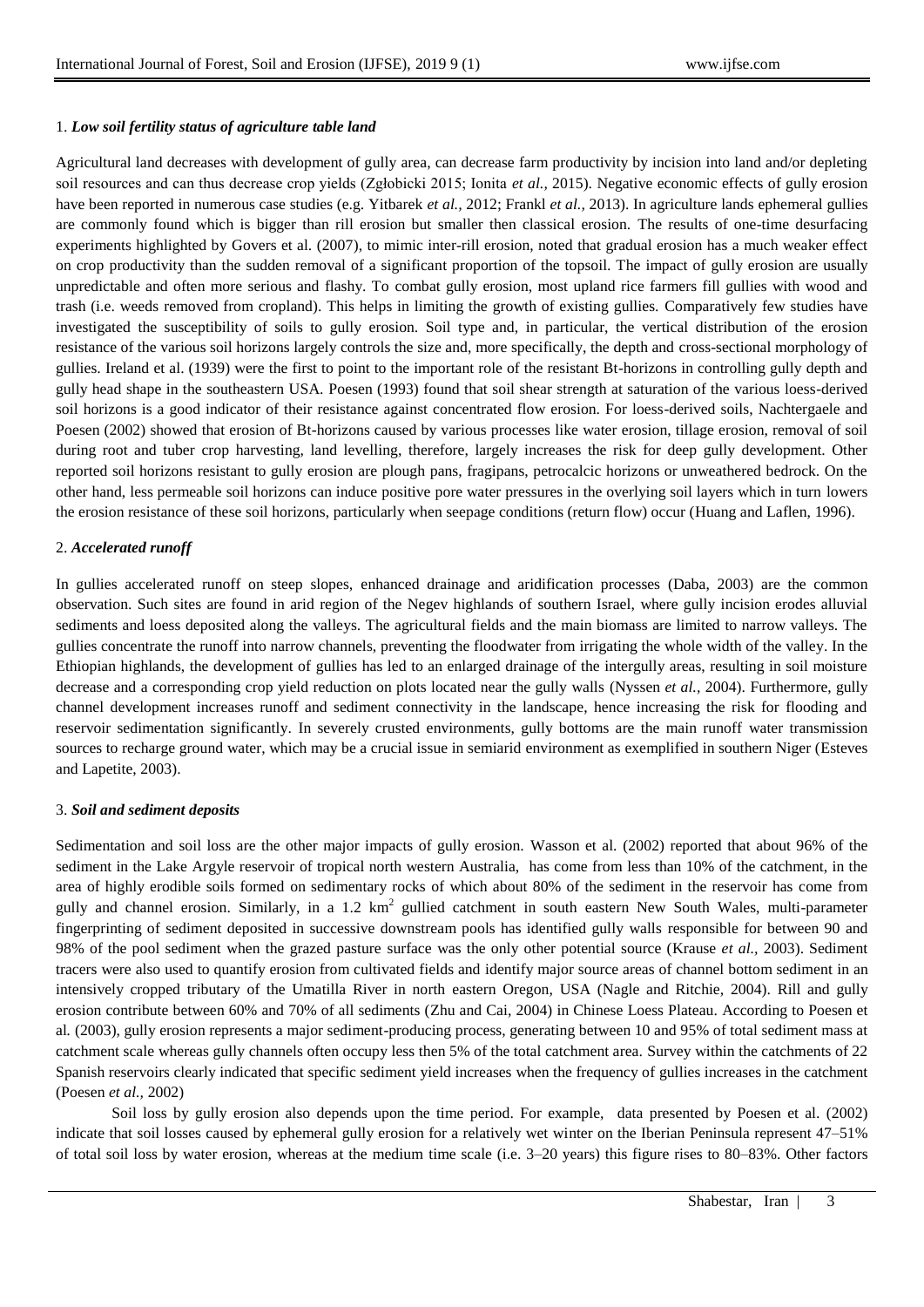1. ***Low soil fertility status of agriculture table land***

Agricultural land decreases with development of gully area, can decrease farm productivity by incision into land and/or depleting soil resources and can thus decrease crop yields (Zgłobicki 2015; Ionita *et al.,* 2015). Negative economic effects of gully erosion have been reported in numerous case studies (e.g. Yitbarek *et al.,* 2012; Frankl *et al.,* 2013). In agriculture lands ephemeral gullies are commonly found which is bigger than rill erosion but smaller then classical erosion. The results of one-time desurfacing experiments highlighted by Govers et al. (2007), to mimic inter-rill erosion, noted that gradual erosion has a much weaker effect on crop productivity than the sudden removal of a significant proportion of the topsoil. The impact of gully erosion are usually unpredictable and often more serious and flashy. To combat gully erosion, most upland rice farmers fill gullies with wood and trash (i.e. weeds removed from cropland). This helps in limiting the growth of existing gullies. Comparatively few studies have investigated the susceptibility of soils to gully erosion. Soil type and, in particular, the vertical distribution of the erosion resistance of the various soil horizons largely controls the size and, more specifically, the depth and cross-sectional morphology of gullies. Ireland et al. (1939) were the first to point to the important role of the resistant Bt-horizons in controlling gully depth and gully head shape in the southeastern USA. Poesen (1993) found that soil shear strength at saturation of the various loess-derived soil horizons is a good indicator of their resistance against concentrated flow erosion. For loess-derived soils, Nachtergaele and Poesen (2002) showed that erosion of Bt-horizons caused by various processes like water erosion, tillage erosion, removal of soil during root and tuber crop harvesting, land levelling, therefore, largely increases the risk for deep gully development. Other reported soil horizons resistant to gully erosion are plough pans, fragipans, petrocalcic horizons or unweathered bedrock. On the other hand, less permeable soil horizons can induce positive pore water pressures in the overlying soil layers which in turn lowers the erosion resistance of these soil horizons, particularly when seepage conditions (return flow) occur (Huang and Laflen, 1996).

2. ***Accelerated runoff***

In gullies accelerated runoff on steep slopes, enhanced drainage and aridification processes (Daba, 2003) are the common observation. Such sites are found in arid region of the Negev highlands of southern Israel, where gully incision erodes alluvial sediments and loess deposited along the valleys. The agricultural fields and the main biomass are limited to narrow valleys. The gullies concentrate the runoff into narrow channels, preventing the floodwater from irrigating the whole width of the valley. In the Ethiopian highlands, the development of gullies has led to an enlarged drainage of the intergully areas, resulting in soil moisture decrease and a corresponding crop yield reduction on plots located near the gully walls (Nyssen *et al.,* 2004). Furthermore, gully channel development increases runoff and sediment connectivity in the landscape, hence increasing the risk for flooding and reservoir sedimentation significantly. In severely crusted environments, gully bottoms are the main runoff water transmission sources to recharge ground water, which may be a crucial issue in semiarid environment as exemplified in southern Niger (Esteves and Lapetite, 2003).

3. ***Soil and sediment deposits***

Sedimentation and soil loss are the other major impacts of gully erosion. Wasson et al. (2002) reported that about 96% of the sediment in the Lake Argyle reservoir of tropical north western Australia, has come from less than 10% of the catchment, in the area of highly erodible soils formed on sedimentary rocks of which about 80% of the sediment in the reservoir has come from gully and channel erosion. Similarly, in a 1.2 km$^2$ gullied catchment in south eastern New South Wales, multi-parameter fingerprinting of sediment deposited in successive downstream pools has identified gully walls responsible for between 90 and 98% of the pool sediment when the grazed pasture surface was the only other potential source (Krause *et al.,* 2003). Sediment tracers were also used to quantify erosion from cultivated fields and identify major source areas of channel bottom sediment in an intensively cropped tributary of the Umatilla River in north eastern Oregon, USA (Nagle and Ritchie, 2004). Rill and gully erosion contribute between 60% and 70% of all sediments (Zhu and Cai, 2004) in Chinese Loess Plateau. According to Poesen et al. (2003), gully erosion represents a major sediment-producing process, generating between 10 and 95% of total sediment mass at catchment scale whereas gully channels often occupy less then 5% of the total catchment area. Survey within the catchments of 22 Spanish reservoirs clearly indicated that specific sediment yield increases when the frequency of gullies increases in the catchment (Poesen *et al.,* 2002)

Soil loss by gully erosion also depends upon the time period. For example, data presented by Poesen et al. (2002) indicate that soil losses caused by ephemeral gully erosion for a relatively wet winter on the Iberian Peninsula represent 47–51% of total soil loss by water erosion, whereas at the medium time scale (i.e. 3–20 years) this figure rises to 80–83%. Other factors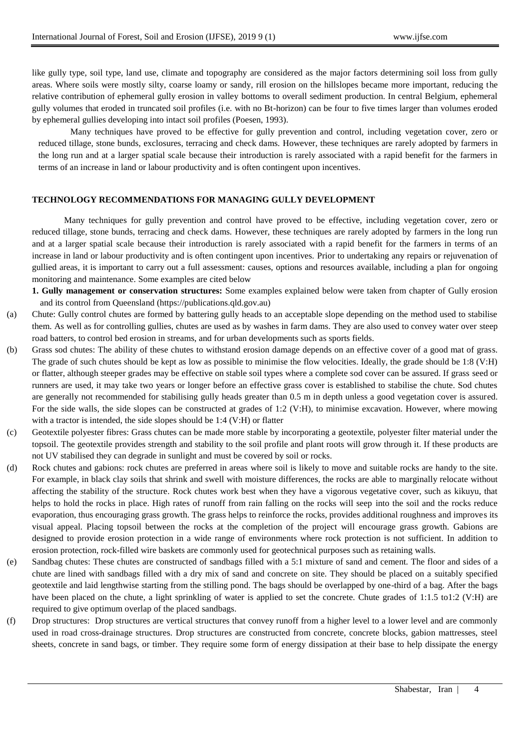like gully type, soil type, land use, climate and topography are considered as the major factors determining soil loss from gully areas. Where soils were mostly silty, coarse loamy or sandy, rill erosion on the hillslopes became more important, reducing the relative contribution of ephemeral gully erosion in valley bottoms to overall sediment production. In central Belgium, ephemeral gully volumes that eroded in truncated soil profiles (i.e. with no Bt-horizon) can be four to five times larger than volumes eroded by ephemeral gullies developing into intact soil profiles (Poesen, 1993).

Many techniques have proved to be effective for gully prevention and control, including vegetation cover, zero or reduced tillage, stone bunds, exclosures, terracing and check dams. However, these techniques are rarely adopted by farmers in the long run and at a larger spatial scale because their introduction is rarely associated with a rapid benefit for the farmers in terms of an increase in land or labour productivity and is often contingent upon incentives.

## TECHNOLOGY RECOMMENDATIONS FOR MANAGING GULLY DEVELOPMENT

Many techniques for gully prevention and control have proved to be effective, including vegetation cover, zero or reduced tillage, stone bunds, terracing and check dams. However, these techniques are rarely adopted by farmers in the long run and at a larger spatial scale because their introduction is rarely associated with a rapid benefit for the farmers in terms of an increase in land or labour productivity and is often contingent upon incentives. Prior to undertaking any repairs or rejuvenation of gullied areas, it is important to carry out a full assessment: causes, options and resources available, including a plan for ongoing monitoring and maintenance. Some examples are cited below

**1. Gully management or conservation structures:** Some examples explained below were taken from chapter of Gully erosion and its control from Queensland (https://publications.qld.gov.au)

(a) Chute: Gully control chutes are formed by battering gully heads to an acceptable slope depending on the method used to stabilise them. As well as for controlling gullies, chutes are used as by washes in farm dams. They are also used to convey water over steep road batters, to control bed erosion in streams, and for urban developments such as sports fields.

(b) Grass sod chutes: The ability of these chutes to withstand erosion damage depends on an effective cover of a good mat of grass. The grade of such chutes should be kept as low as possible to minimise the flow velocities. Ideally, the grade should be 1:8 (V:H) or flatter, although steeper grades may be effective on stable soil types where a complete sod cover can be assured. If grass seed or runners are used, it may take two years or longer before an effective grass cover is established to stabilise the chute. Sod chutes are generally not recommended for stabilising gully heads greater than 0.5 m in depth unless a good vegetation cover is assured. For the side walls, the side slopes can be constructed at grades of 1:2 (V:H), to minimise excavation. However, where mowing with a tractor is intended, the side slopes should be 1:4 (V:H) or flatter

(c) Geotextile polyester fibres: Grass chutes can be made more stable by incorporating a geotextile, polyester filter material under the topsoil. The geotextile provides strength and stability to the soil profile and plant roots will grow through it. If these products are not UV stabilised they can degrade in sunlight and must be covered by soil or rocks.

(d) Rock chutes and gabions: rock chutes are preferred in areas where soil is likely to move and suitable rocks are handy to the site. For example, in black clay soils that shrink and swell with moisture differences, the rocks are able to marginally relocate without affecting the stability of the structure. Rock chutes work best when they have a vigorous vegetative cover, such as kikuyu, that helps to hold the rocks in place. High rates of runoff from rain falling on the rocks will seep into the soil and the rocks reduce evaporation, thus encouraging grass growth. The grass helps to reinforce the rocks, provides additional roughness and improves its visual appeal. Placing topsoil between the rocks at the completion of the project will encourage grass growth. Gabions are designed to provide erosion protection in a wide range of environments where rock protection is not sufficient. In addition to erosion protection, rock-filled wire baskets are commonly used for geotechnical purposes such as retaining walls.

(e) Sandbag chutes: These chutes are constructed of sandbags filled with a 5:1 mixture of sand and cement. The floor and sides of a chute are lined with sandbags filled with a dry mix of sand and concrete on site. They should be placed on a suitably specified geotextile and laid lengthwise starting from the stilling pond. The bags should be overlapped by one-third of a bag. After the bags have been placed on the chute, a light sprinkling of water is applied to set the concrete. Chute grades of 1:1.5 to1:2 (V:H) are required to give optimum overlap of the placed sandbags.

(f) Drop structures: Drop structures are vertical structures that convey runoff from a higher level to a lower level and are commonly used in road cross-drainage structures. Drop structures are constructed from concrete, concrete blocks, gabion mattresses, steel sheets, concrete in sand bags, or timber. They require some form of energy dissipation at their base to help dissipate the energy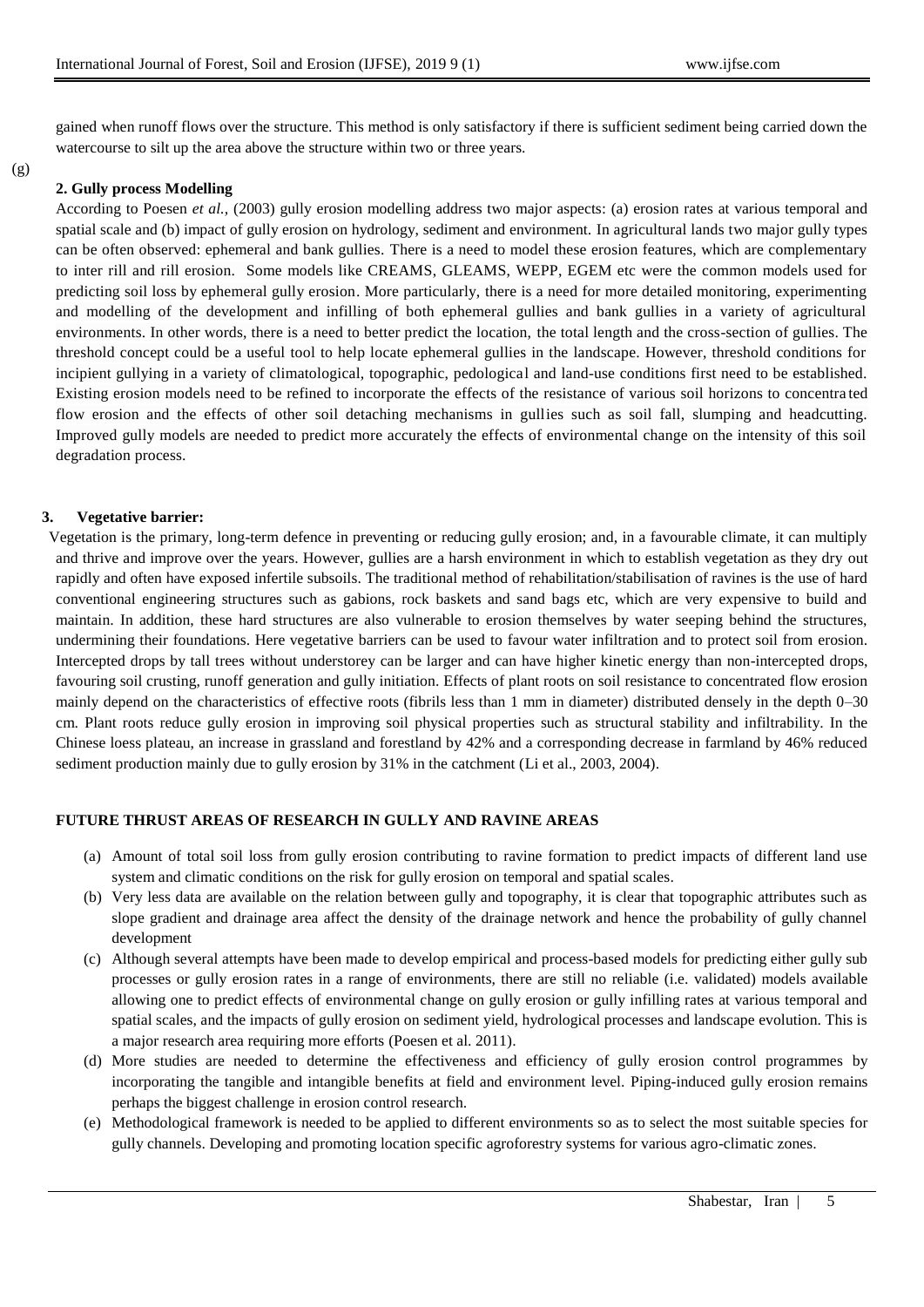gained when runoff flows over the structure. This method is only satisfactory if there is sufficient sediment being carried down the watercourse to silt up the area above the structure within two or three years.

(g)

**2. Gully process Modelling**

According to Poesen *et al.*, (2003) gully erosion modelling address two major aspects: (a) erosion rates at various temporal and spatial scale and (b) impact of gully erosion on hydrology, sediment and environment. In agricultural lands two major gully types can be often observed: ephemeral and bank gullies. There is a need to model these erosion features, which are complementary to inter rill and rill erosion. Some models like CREAMS, GLEAMS, WEPP, EGEM etc were the common models used for predicting soil loss by ephemeral gully erosion. More particularly, there is a need for more detailed monitoring, experimenting and modelling of the development and infilling of both ephemeral gullies and bank gullies in a variety of agricultural environments. In other words, there is a need to better predict the location, the total length and the cross-section of gullies. The threshold concept could be a useful tool to help locate ephemeral gullies in the landscape. However, threshold conditions for incipient gullying in a variety of climatological, topographic, pedological and land-use conditions first need to be established. Existing erosion models need to be refined to incorporate the effects of the resistance of various soil horizons to concentrated flow erosion and the effects of other soil detaching mechanisms in gullies such as soil fall, slumping and headcutting. Improved gully models are needed to predict more accurately the effects of environmental change on the intensity of this soil degradation process.

**3. Vegetative barrier:**

Vegetation is the primary, long-term defence in preventing or reducing gully erosion; and, in a favourable climate, it can multiply and thrive and improve over the years. However, gullies are a harsh environment in which to establish vegetation as they dry out rapidly and often have exposed infertile subsoils. The traditional method of rehabilitation/stabilisation of ravines is the use of hard conventional engineering structures such as gabions, rock baskets and sand bags etc, which are very expensive to build and maintain. In addition, these hard structures are also vulnerable to erosion themselves by water seeping behind the structures, undermining their foundations. Here vegetative barriers can be used to favour water infiltration and to protect soil from erosion. Intercepted drops by tall trees without understorey can be larger and can have higher kinetic energy than non-intercepted drops, favouring soil crusting, runoff generation and gully initiation. Effects of plant roots on soil resistance to concentrated flow erosion mainly depend on the characteristics of effective roots (fibrils less than 1 mm in diameter) distributed densely in the depth 0–30 cm. Plant roots reduce gully erosion in improving soil physical properties such as structural stability and infiltrability. In the Chinese loess plateau, an increase in grassland and forestland by 42% and a corresponding decrease in farmland by 46% reduced sediment production mainly due to gully erosion by 31% in the catchment (Li et al., 2003, 2004).

**FUTURE THRUST AREAS OF RESEARCH IN GULLY AND RAVINE AREAS**

(a) Amount of total soil loss from gully erosion contributing to ravine formation to predict impacts of different land use system and climatic conditions on the risk for gully erosion on temporal and spatial scales.

(b) Very less data are available on the relation between gully and topography, it is clear that topographic attributes such as slope gradient and drainage area affect the density of the drainage network and hence the probability of gully channel development

(c) Although several attempts have been made to develop empirical and process-based models for predicting either gully sub processes or gully erosion rates in a range of environments, there are still no reliable (i.e. validated) models available allowing one to predict effects of environmental change on gully erosion or gully infilling rates at various temporal and spatial scales, and the impacts of gully erosion on sediment yield, hydrological processes and landscape evolution. This is a major research area requiring more efforts (Poesen et al. 2011).

(d) More studies are needed to determine the effectiveness and efficiency of gully erosion control programmes by incorporating the tangible and intangible benefits at field and environment level. Piping-induced gully erosion remains perhaps the biggest challenge in erosion control research.

(e) Methodological framework is needed to be applied to different environments so as to select the most suitable species for gully channels. Developing and promoting location specific agroforestry systems for various agro-climatic zones.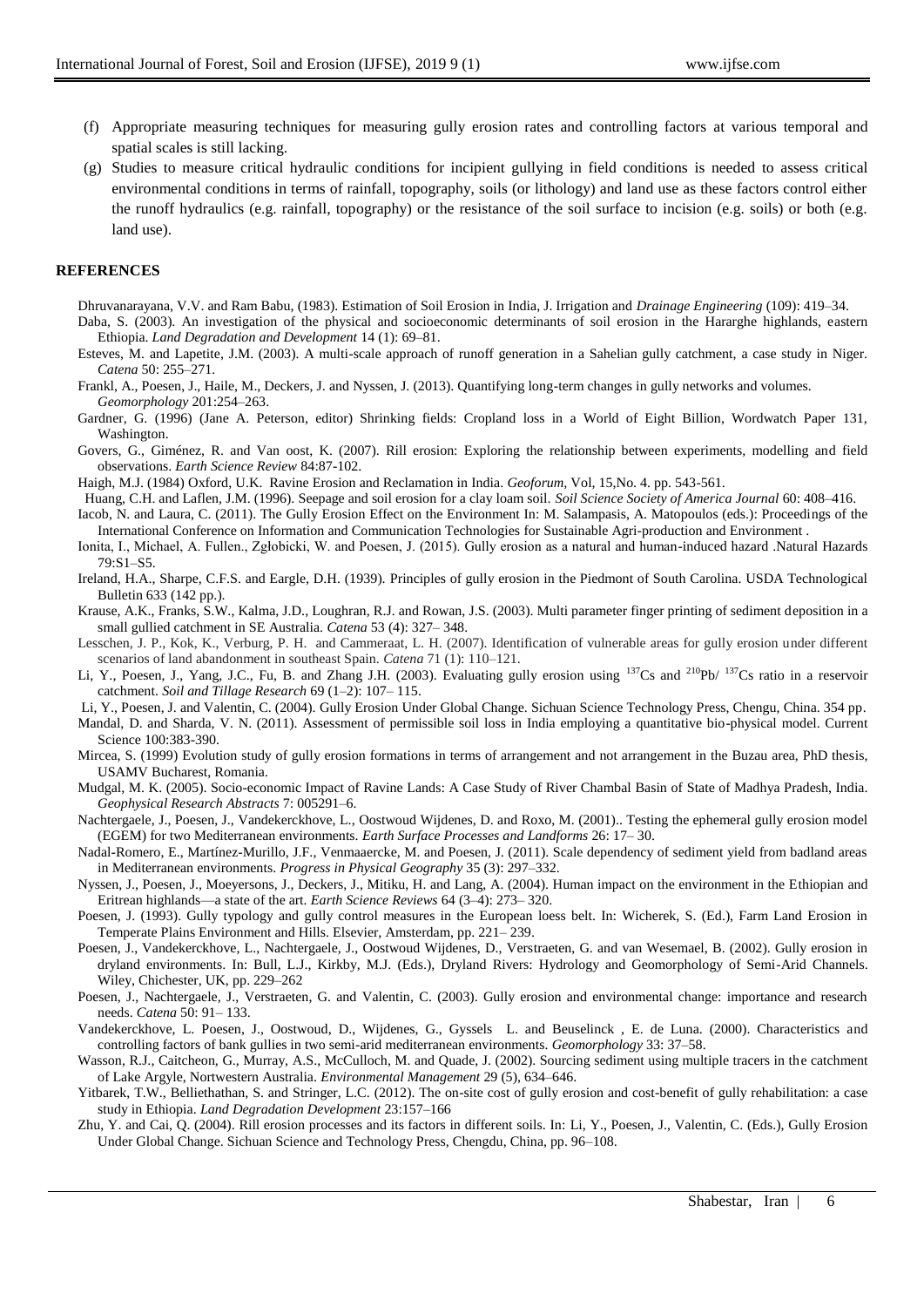(f) Appropriate measuring techniques for measuring gully erosion rates and controlling factors at various temporal and spatial scales is still lacking.

(g) Studies to measure critical hydraulic conditions for incipient gullying in field conditions is needed to assess critical environmental conditions in terms of rainfall, topography, soils (or lithology) and land use as these factors control either the runoff hydraulics (e.g. rainfall, topography) or the resistance of the soil surface to incision (e.g. soils) or both (e.g. land use).

## REFERENCES

Dhruvanarayana, V.V. and Ram Babu, (1983). Estimation of Soil Erosion in India, J. Irrigation and *Drainage Engineering* (109): 419–34.

Daba, S. (2003). An investigation of the physical and socioeconomic determinants of soil erosion in the Hararghe highlands, eastern Ethiopia. *Land Degradation and Development* 14 (1): 69–81.

Esteves, M. and Lapetite, J.M. (2003). A multi-scale approach of runoff generation in a Sahelian gully catchment, a case study in Niger. *Catena* 50: 255–271.

Frankl, A., Poesen, J., Haile, M., Deckers, J. and Nyssen, J. (2013). Quantifying long-term changes in gully networks and volumes. *Geomorphology* 201:254–263.

Gardner, G. (1996) (Jane A. Peterson, editor) Shrinking fields: Cropland loss in a World of Eight Billion, Wordwatch Paper 131, Washington.

Govers, G., Giménez, R. and Van oost, K. (2007). Rill erosion: Exploring the relationship between experiments, modelling and field observations. *Earth Science Review* 84:87-102.

Haigh, M.J. (1984) Oxford, U.K. Ravine Erosion and Reclamation in India. *Geoforum*, Vol, 15,No. 4. pp. 543-561.

Huang, C.H. and Laflen, J.M. (1996). Seepage and soil erosion for a clay loam soil. *Soil Science Society of America Journal* 60: 408–416.

Iacob, N. and Laura, C. (2011). The Gully Erosion Effect on the Environment In: M. Salampasis, A. Matopoulos (eds.): Proceedings of the International Conference on Information and Communication Technologies for Sustainable Agri-production and Environment .

Ionita, I., Michael, A. Fullen., Zgłobicki, W. and Poesen, J. (2015). Gully erosion as a natural and human-induced hazard .Natural Hazards 79:S1–S5.

Ireland, H.A., Sharpe, C.F.S. and Eargle, D.H. (1939). Principles of gully erosion in the Piedmont of South Carolina. USDA Technological Bulletin 633 (142 pp.).

Krause, A.K., Franks, S.W., Kalma, J.D., Loughran, R.J. and Rowan, J.S. (2003). Multi parameter finger printing of sediment deposition in a small gullied catchment in SE Australia. *Catena* 53 (4): 327– 348.

Lesschen, J. P., Kok, K., Verburg, P. H. and Cammeraat, L. H. (2007). Identification of vulnerable areas for gully erosion under different scenarios of land abandonment in southeast Spain. *Catena* 71 (1): 110–121.

Li, Y., Poesen, J., Yang, J.C., Fu, B. and Zhang J.H. (2003). Evaluating gully erosion using $^{137}Cs$ and $^{210}Pb/ {}^{137}Cs$ ratio in a reservoir catchment. *Soil and Tillage Research* 69 (1–2): 107– 115.

Li, Y., Poesen, J. and Valentin, C. (2004). Gully Erosion Under Global Change. Sichuan Science Technology Press, Chengu, China. 354 pp.

Mandal, D. and Sharda, V. N. (2011). Assessment of permissible soil loss in India employing a quantitative bio-physical model. Current Science 100:383-390.

Mircea, S. (1999) Evolution study of gully erosion formations in terms of arrangement and not arrangement in the Buzau area, PhD thesis, USAMV Bucharest, Romania.

Mudgal, M. K. (2005). Socio-economic Impact of Ravine Lands: A Case Study of River Chambal Basin of State of Madhya Pradesh, India. *Geophysical Research Abstracts* 7: 005291–6.

Nachtergaele, J., Poesen, J., Vandekerckhove, L., Oostwoud Wijdenes, D. and Roxo, M. (2001).. Testing the ephemeral gully erosion model (EGEM) for two Mediterranean environments. *Earth Surface Processes and Landforms* 26: 17– 30.

Nadal-Romero, E., Martínez-Murillo, J.F., Venmaaercke, M. and Poesen, J. (2011). Scale dependency of sediment yield from badland areas in Mediterranean environments. *Progress in Physical Geography* 35 (3): 297–332.

Nyssen, J., Poesen, J., Moeyersons, J., Deckers, J., Mitiku, H. and Lang, A. (2004). Human impact on the environment in the Ethiopian and Eritrean highlands—a state of the art. *Earth Science Reviews* 64 (3–4): 273– 320.

Poesen, J. (1993). Gully typology and gully control measures in the European loess belt. In: Wicherek, S. (Ed.), Farm Land Erosion in Temperate Plains Environment and Hills. Elsevier, Amsterdam, pp. 221– 239.

Poesen, J., Vandekerckhove, L., Nachtergaele, J., Oostwoud Wijdenes, D., Verstraeten, G. and van Wesemael, B. (2002). Gully erosion in dryland environments. In: Bull, L.J., Kirkby, M.J. (Eds.), Dryland Rivers: Hydrology and Geomorphology of Semi-Arid Channels. Wiley, Chichester, UK, pp. 229–262

Poesen, J., Nachtergaele, J., Verstraeten, G. and Valentin, C. (2003). Gully erosion and environmental change: importance and research needs. *Catena* 50: 91– 133.

Vandekerckhove, L. Poesen, J., Oostwoud, D., Wijdenes, G., Gyssels L. and Beuselinck , E. de Luna. (2000). Characteristics and controlling factors of bank gullies in two semi-arid mediterranean environments. *Geomorphology* 33: 37–58.

Wasson, R.J., Caitcheon, G., Murray, A.S., McCulloch, M. and Quade, J. (2002). Sourcing sediment using multiple tracers in the catchment of Lake Argyle, Nortwestern Australia. *Environmental Management* 29 (5), 634–646.

Yitbarek, T.W., Belliethathan, S. and Stringer, L.C. (2012). The on-site cost of gully erosion and cost-benefit of gully rehabilitation: a case study in Ethiopia. *Land Degradation Development* 23:157–166

Zhu, Y. and Cai, Q. (2004). Rill erosion processes and its factors in different soils. In: Li, Y., Poesen, J., Valentin, C. (Eds.), Gully Erosion Under Global Change. Sichuan Science and Technology Press, Chengdu, China, pp. 96–108.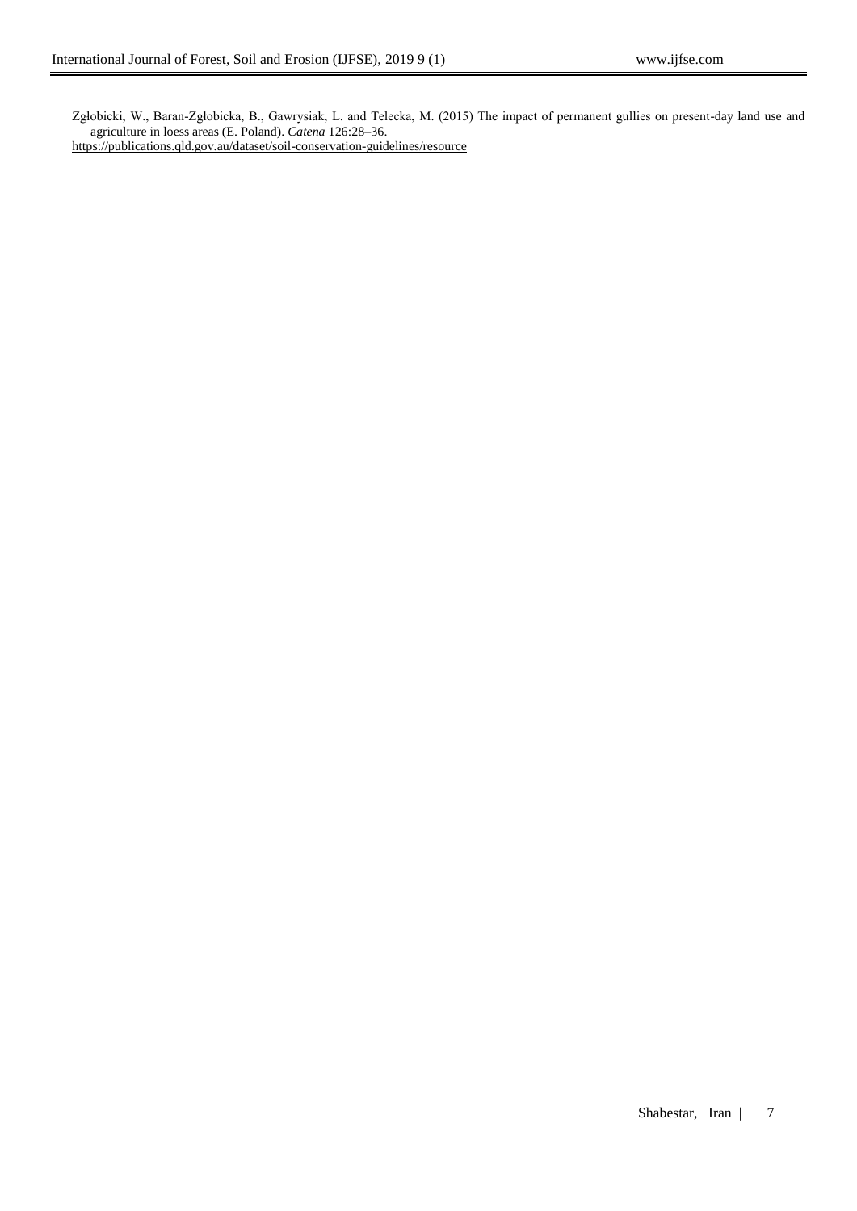Zgłobicki, W., Baran-Zgłobicka, B., Gawrysiak, L. and Telecka, M. (2015) The impact of permanent gullies on present-day land use and agriculture in loess areas (E. Poland). *Catena* 126:28–36.

https://publications.qld.gov.au/dataset/soil-conservation-guidelines/resource